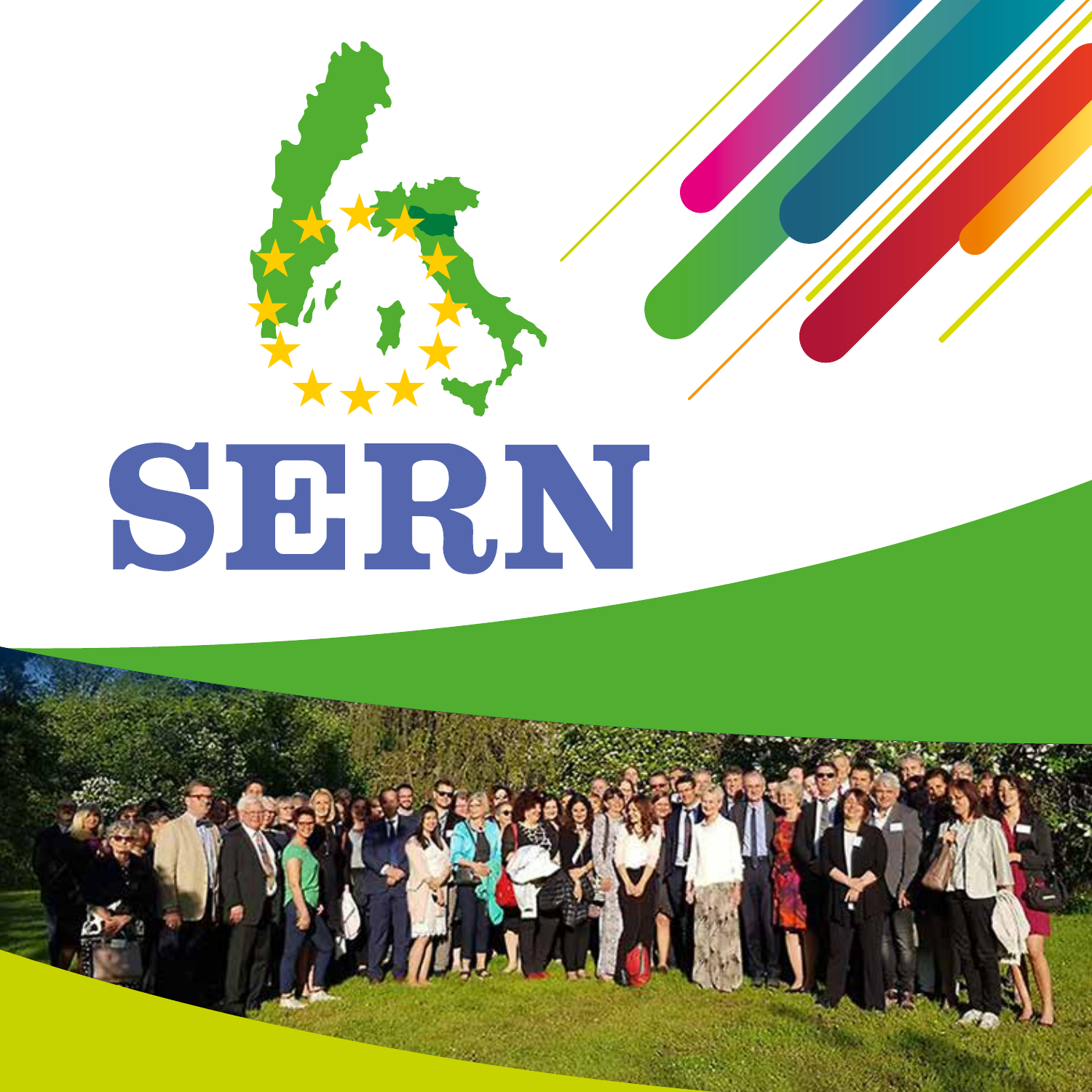# SERN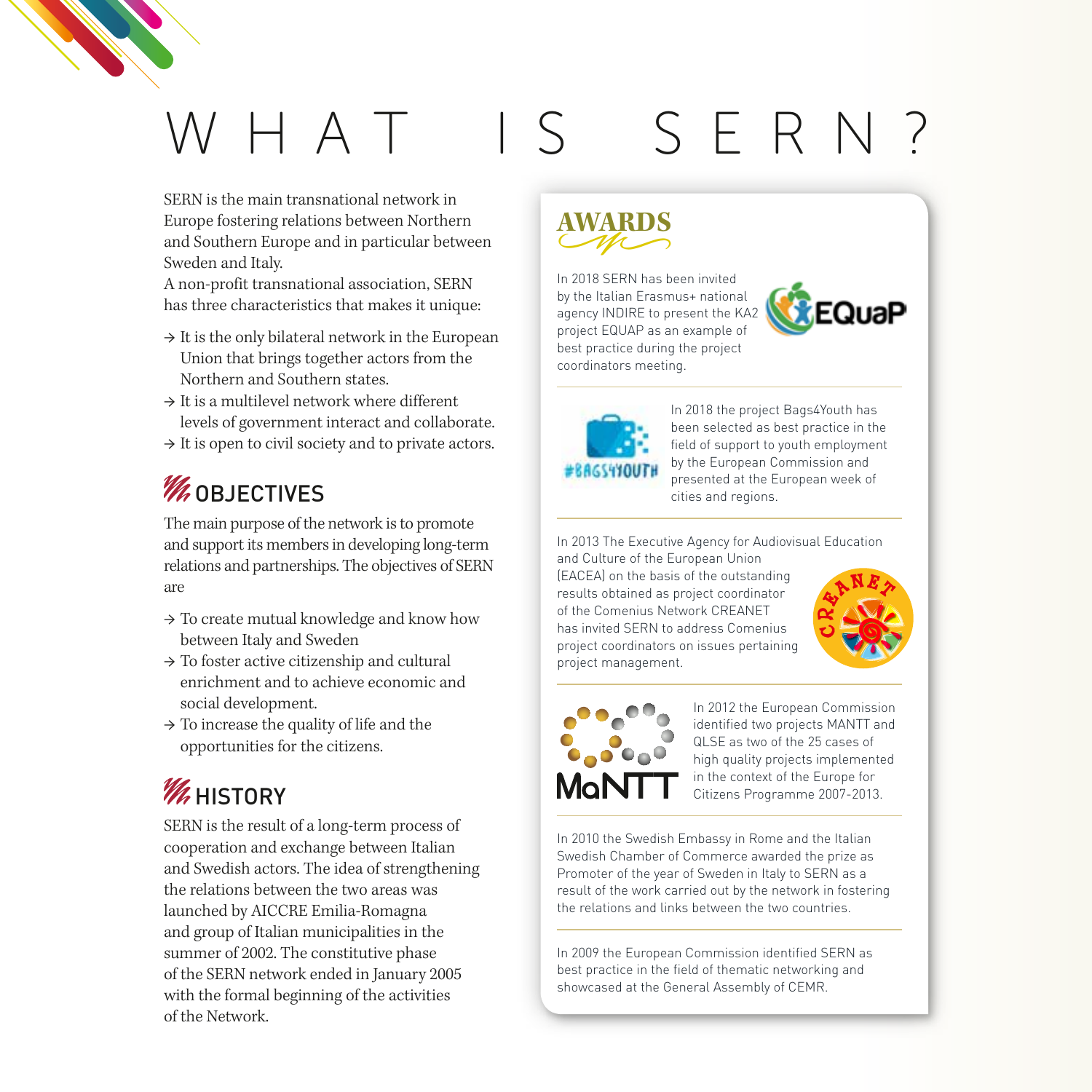# WHAT IS SERN?

SERN is the main transnational network in Europe fostering relations between Northern and Southern Europe and in particular between Sweden and Italy.

A non-profit transnational association, SERN has three characteristics that makes it unique:

- → It is the only bilateral network in the European Union that brings together actors from the Northern and Southern states.
- → It is a multilevel network where different levels of government interact and collaborate.
- → It is open to civil society and to private actors.

## OBJECTIVES

The main purpose of the network is to promote and support its members in developing long-term relations and partnerships. The objectives of SERN are

- → To create mutual knowledge and know how between Italy and Sweden
- → To foster active citizenship and cultural enrichment and to achieve economic and social development.
- → To increase the quality of life and the opportunities for the citizens.

## HISTORY

SERN is the result of a long-term process of cooperation and exchange between Italian and Swedish actors. The idea of strengthening the relations between the two areas was launched by AICCRE Emilia-Romagna and group of Italian municipalities in the summer of 2002. The constitutive phase of the SERN network ended in January 2005 with the formal beginning of the activities of the Network.

## AWARDS

In 2018 SERN has been invited by the Italian Erasmus+ national agency INDIRE to present the KA2 project EQUAP as an example of best practice during the project coordinators meeting.

In 2018 the project Bags4Youth has been selected as best practice in the field of support to youth employment by the European Commission and presented at the European week of cities and regions.

In 2013 The Executive Agency for Audiovisual Education and Culture of the European Union (EACEA) on the basis of the outstanding results obtained as project coordinator of the Comenius Network CREANET has invited SERN to address Comenius project coordinators on issues pertaining project management.

In 2012 the European Commission identified two projects MANTT and QLSE as two of the 25 cases of high quality projects implemented in the context of the Europe for Citizens Programme 2007-2013.

In 2010 the Swedish Embassy in Rome and the Italian Swedish Chamber of Commerce awarded the prize as Promoter of the year of Sweden in Italy to SERN as a result of the work carried out by the network in fostering the relations and links between the two countries.

In 2009 the European Commission identified SERN as best practice in the field of thematic networking and showcased at the General Assembly of CEMR.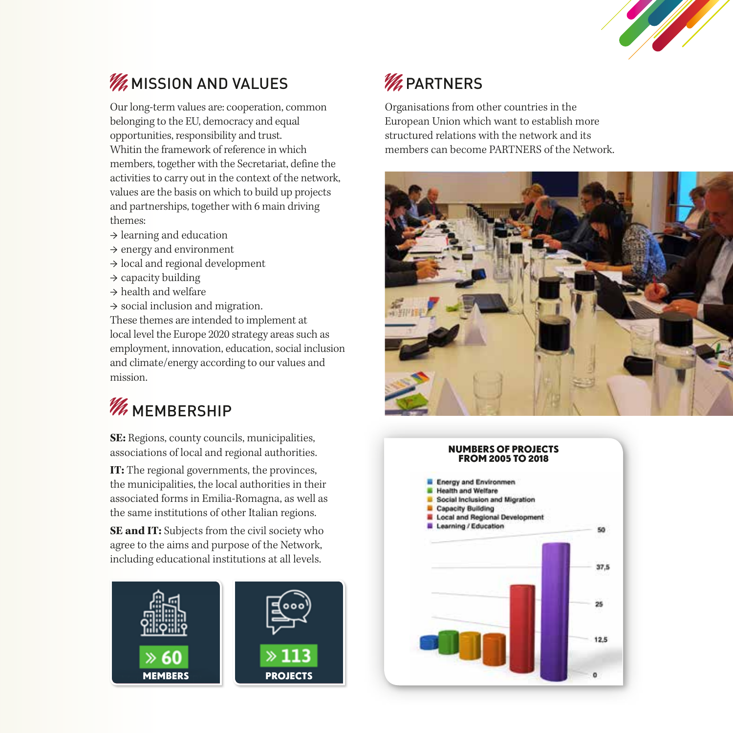## MISSION AND VALUES

Our long-term values are: cooperation, common belonging to the EU, democracy and equal opportunities, responsibility and trust.
Whitin the framework of reference in which members, together with the Secretariat, define the activities to carry out in the context of the network, values are the basis on which to build up projects and partnerships, together with 6 main driving themes:

→ learning and education
→ energy and environment
→ local and regional development
→ capacity building
→ health and welfare
→ social inclusion and migration.

These themes are intended to implement at local level the Europe 2020 strategy areas such as employment, innovation, education, social inclusion and climate/energy according to our values and mission.

## MEMBERSHIP

**SE:** Regions, county councils, municipalities, associations of local and regional authorities.

**IT:** The regional governments, the provinces, the municipalities, the local authorities in their associated forms in Emilia-Romagna, as well as the same institutions of other Italian regions.

**SE and IT:** Subjects from the civil society who agree to the aims and purpose of the Network, including educational institutions at all levels.

» 60 **MEMBERS**

» 113 **PROJECTS**

## PARTNERS

Organisations from other countries in the European Union which want to establish more structured relations with the network and its members can become PARTNERS of the Network.

**NUMBERS OF PROJECTS FROM 2005 TO 2018**

- Energy and Environmen
- Health and Welfare
- Social Inclusion and Migration
- Capacity Building
- Local and Regional Development
- Learning / Education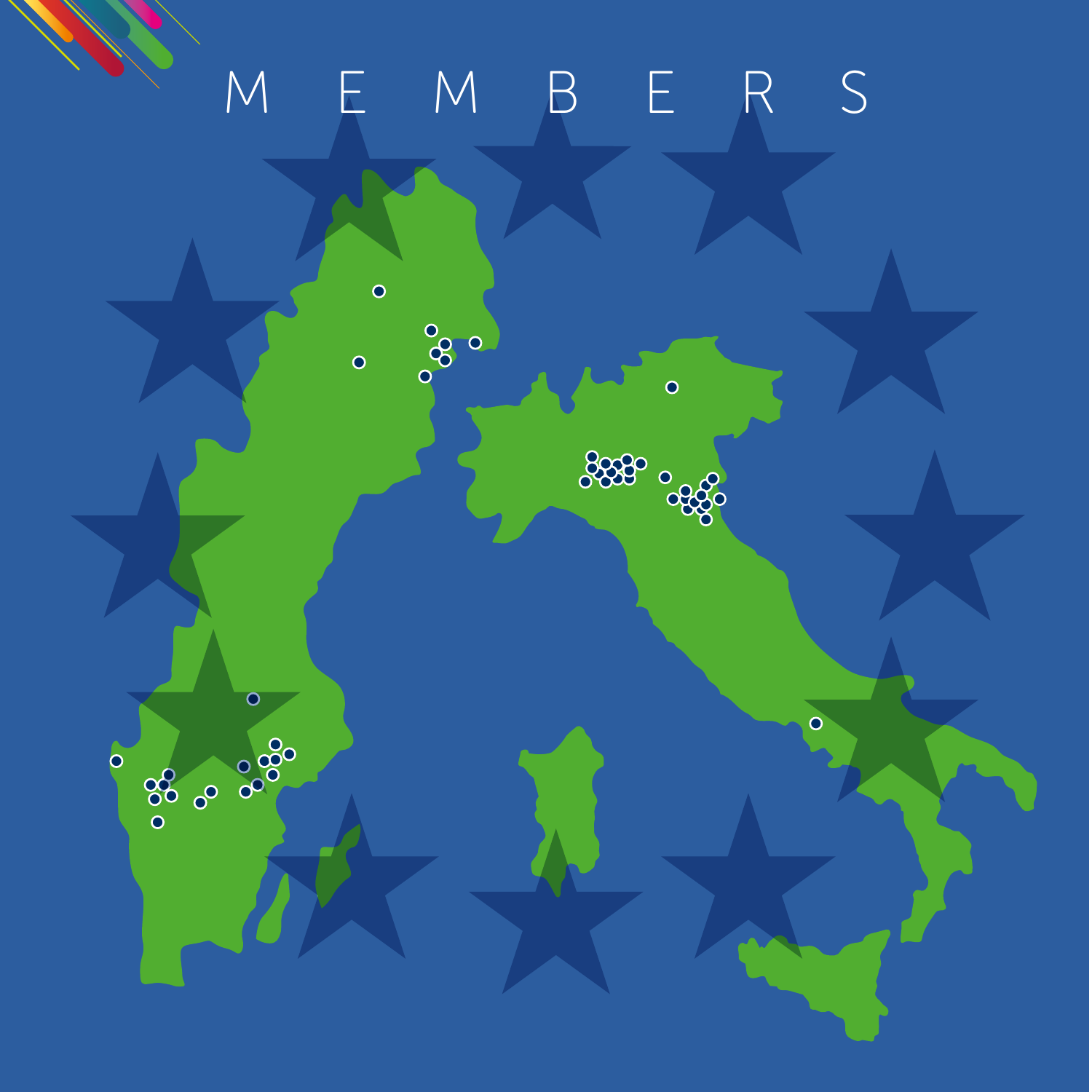# M E M B E R S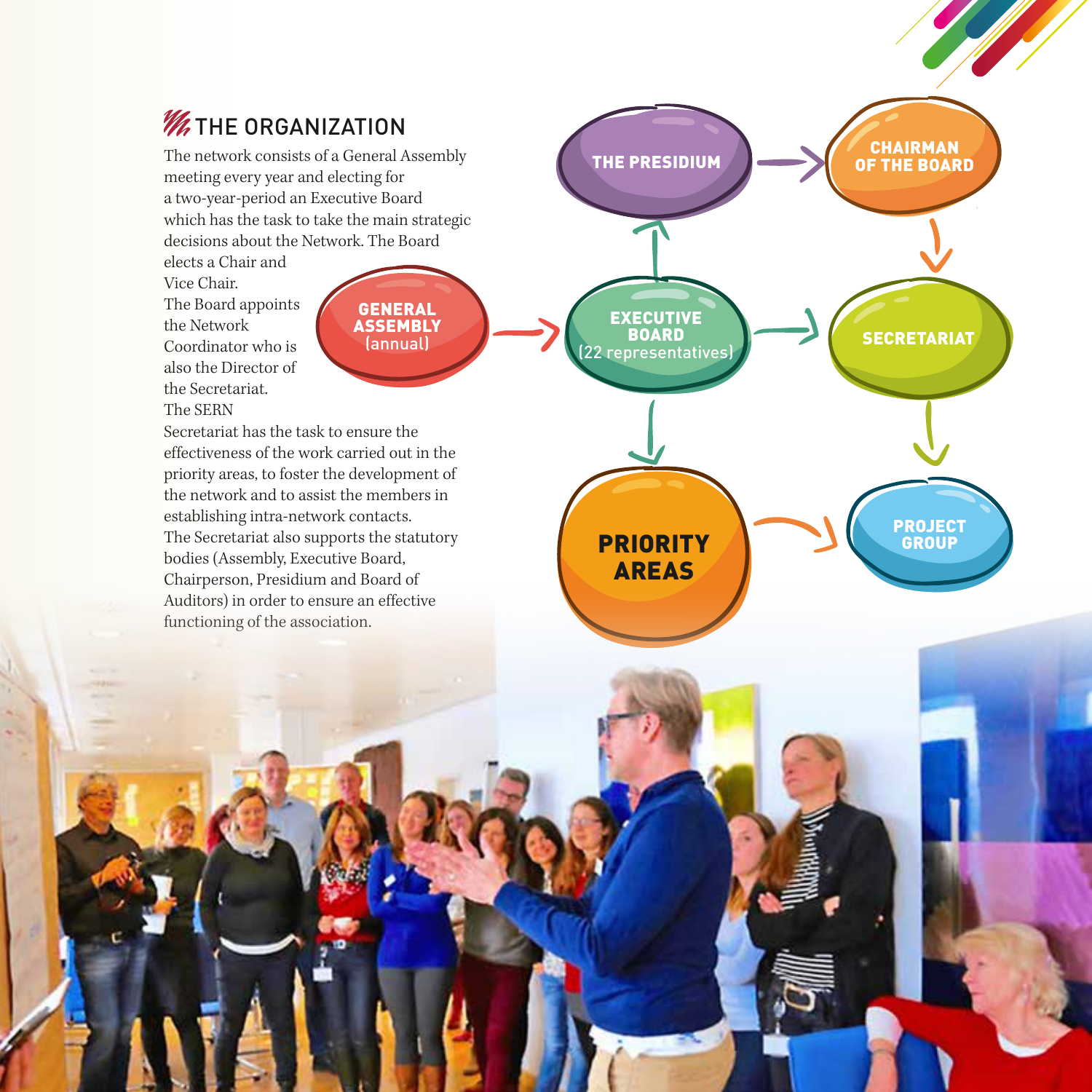## THE ORGANIZATION

The network consists of a General Assembly meeting every year and electing for a two-year-period an Executive Board which has the task to take the main strategic decisions about the Network. The Board elects a Chair and Vice Chair.
The Board appoints the Network Coordinator who is also the Director of the Secretariat.
The SERN Secretariat has the task to ensure the effectiveness of the work carried out in the priority areas, to foster the development of the network and to assist the members in establishing intra-network contacts.
The Secretariat also supports the statutory bodies (Assembly, Executive Board, Chairperson, Presidium and Board of Auditors) in order to ensure an effective functioning of the association.

GENERAL ASSEMBLY (annual) → EXECUTIVE BOARD (22 representatives)

EXECUTIVE BOARD → THE PRESIDIUM → CHAIRMAN OF THE BOARD → SECRETARIAT

EXECUTIVE BOARD → SECRETARIAT → PROJECT GROUP

EXECUTIVE BOARD → PRIORITY AREAS → PROJECT GROUP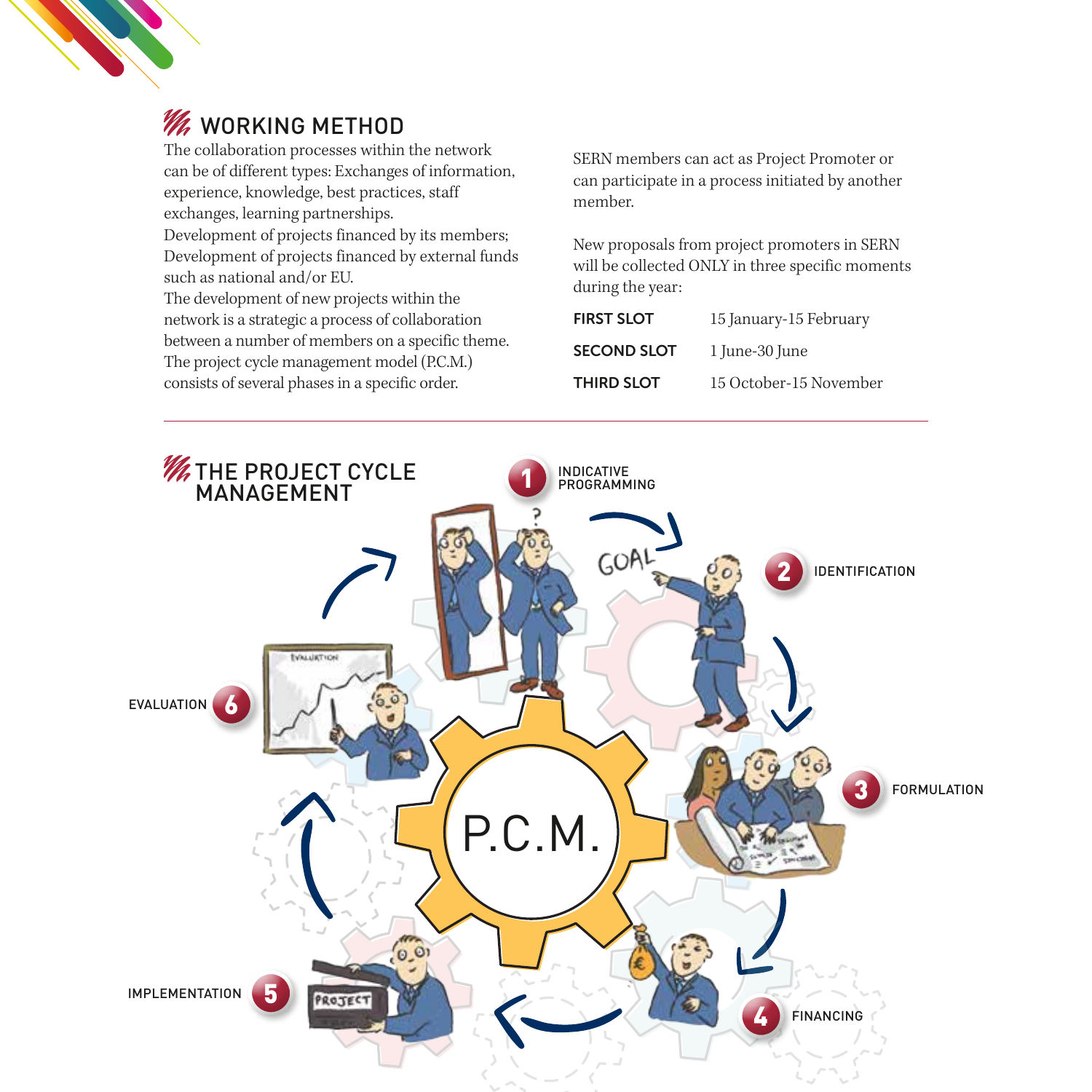## WORKING METHOD

The collaboration processes within the network can be of different types: Exchanges of information, experience, knowledge, best practices, staff exchanges, learning partnerships.
Development of projects financed by its members;
Development of projects financed by external funds such as national and/or EU.
The development of new projects within the network is a strategic a process of collaboration between a number of members on a specific theme.
The project cycle management model (P.C.M.) consists of several phases in a specific order.

SERN members can act as Project Promoter or can participate in a process initiated by another member.

New proposals from project promoters in SERN will be collected ONLY in three specific moments during the year:

| | |
|---|---|
| **FIRST SLOT** | 15 January-15 February |
| **SECOND SLOT** | 1 June-30 June |
| **THIRD SLOT** | 15 October-15 November |

## THE PROJECT CYCLE MANAGEMENT

P.C.M.

1. INDICATIVE PROGRAMMING
2. IDENTIFICATION
3. FORMULATION
4. FINANCING
5. IMPLEMENTATION
6. EVALUATION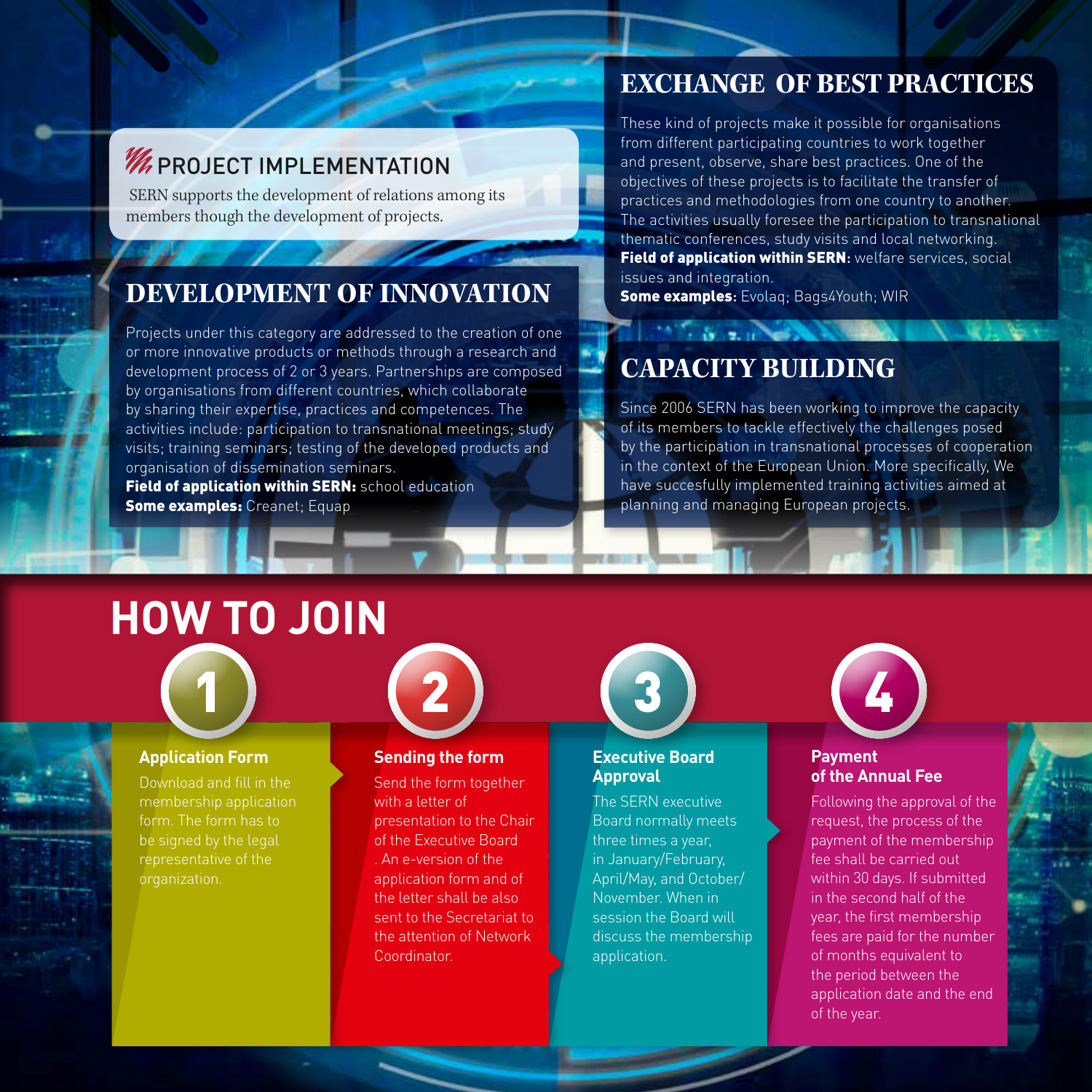## PROJECT IMPLEMENTATION

SERN supports the development of relations among its members though the development of projects.

## DEVELOPMENT OF INNOVATION

Projects under this category are addressed to the creation of one or more innovative products or methods through a research and development process of 2 or 3 years. Partnerships are composed by organisations from different countries, which collaborate by sharing their expertise, practices and competences. The activities include: participation to transnational meetings; study visits; training seminars; testing of the developed products and organisation of dissemination seminars.

**Field of application within SERN:** school education

**Some examples:** Creanet; Equap

## EXCHANGE OF BEST PRACTICES

These kind of projects make it possible for organisations from different participating countries to work together and present, observe, share best practices. One of the objectives of these projects is to facilitate the transfer of practices and methodologies from one country to another. The activities usually foresee the participation to transnational thematic conferences, study visits and local networking.

**Field of application within SERN:** welfare services, social issues and integration.

**Some examples:** Evolaq; Bags4Youth; WIR

## CAPACITY BUILDING

Since 2006 SERN has been working to improve the capacity of its members to tackle effectively the challenges posed by the participation in transnational processes of cooperation in the context of the European Union. More specifically, We have succesfully implemented training activities aimed at planning and managing European projects.

# HOW TO JOIN

### 1 Application Form

Download and fill in the membership application form. The form has to be signed by the legal representative of the organization.

### 2 Sending the form

Send the form together with a letter of presentation to the Chair of the Executive Board . An e-version of the application form and of the letter shall be also sent to the Secretariat to the attention of Network Coordinator.

### 3 Executive Board Approval

The SERN executive Board normally meets three times a year, in January/February, April/May, and October/ November. When in session the Board will discuss the membership application.

### 4 Payment of the Annual Fee

Following the approval of the request, the process of the payment of the membership fee shall be carried out within 30 days. If submitted in the second half of the year, the first membership fees are paid for the number of months equivalent to the period between the application date and the end of the year.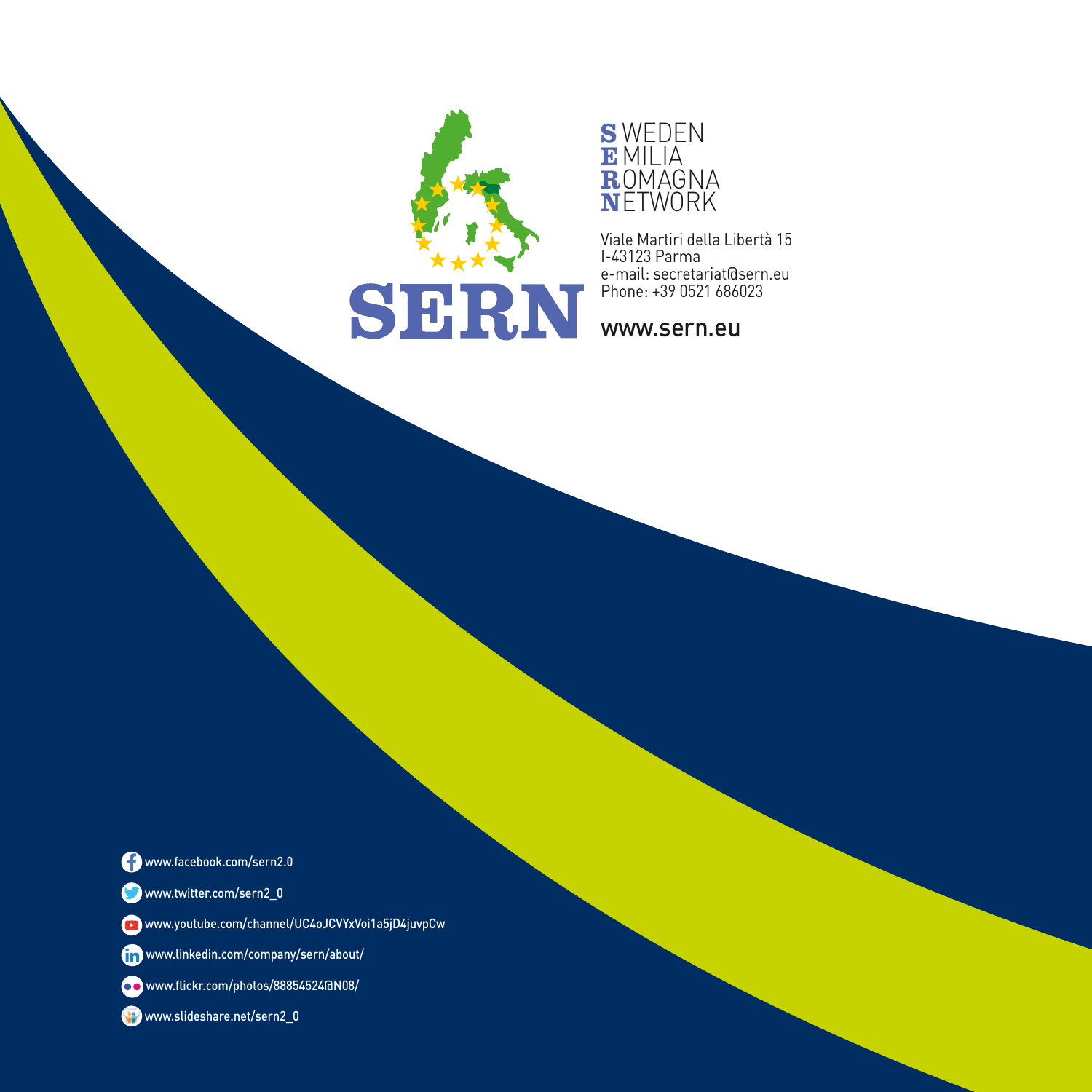**S**WEDEN
**E**MILIA
**R**OMAGNA
**N**ETWORK

SERN

Viale Martiri della Libertà 15
I-43123 Parma
e-mail: secretariat@sern.eu
Phone: +39 0521 686023

www.sern.eu

www.facebook.com/sern2.0

www.twitter.com/sern2_0

www.youtube.com/channel/UC4oJCVYxVoi1a5jD4juvpCw

www.linkedin.com/company/sern/about/

www.flickr.com/photos/88854524@N08/

www.slideshare.net/sern2_0